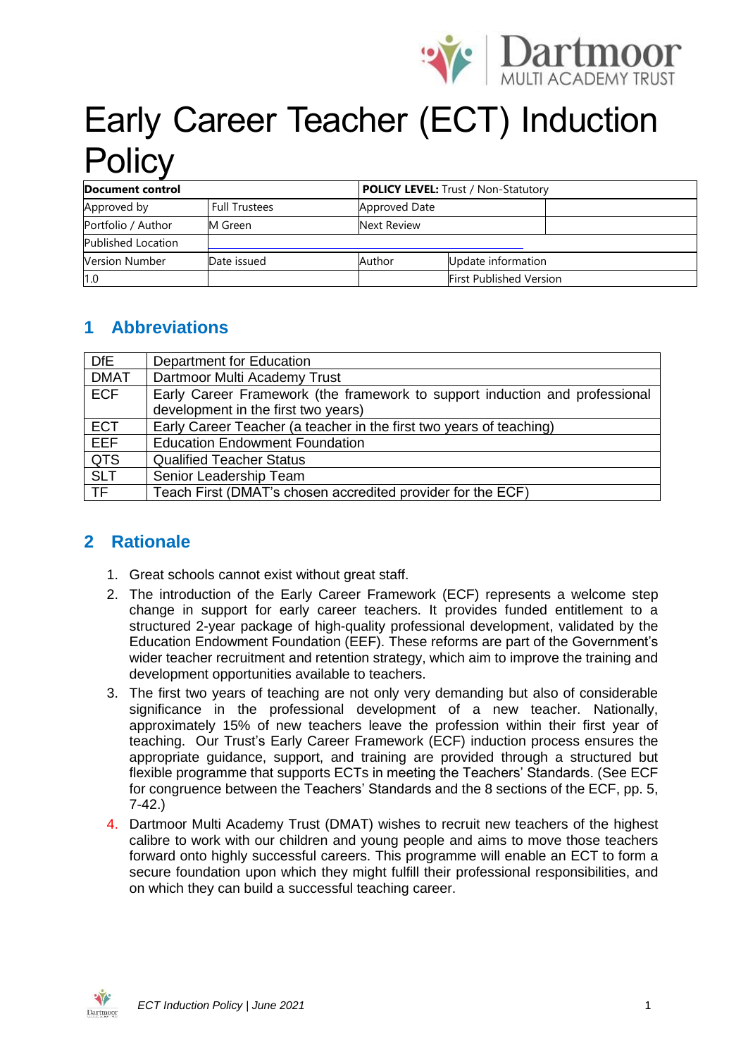# Early Career Teacher (ECT) Induction Policy

| Document control | | POLICY LEVEL: Trust / Non-Statutory | |
|---|---|---|---|
| Approved by | Full Trustees | Approved Date | |
| Portfolio / Author | M Green | Next Review | |
| Published Location | | | |
| Version Number | Date issued | Author | Update information |
| 1.0 | | | First Published Version |

## 1 Abbreviations

| | |
|---|---|
| DfE | Department for Education |
| DMAT | Dartmoor Multi Academy Trust |
| ECF | Early Career Framework (the framework to support induction and professional development in the first two years) |
| ECT | Early Career Teacher (a teacher in the first two years of teaching) |
| EEF | Education Endowment Foundation |
| QTS | Qualified Teacher Status |
| SLT | Senior Leadership Team |
| TF | Teach First (DMAT's chosen accredited provider for the ECF) |

## 2 Rationale

1. Great schools cannot exist without great staff.
2. The introduction of the Early Career Framework (ECF) represents a welcome step change in support for early career teachers. It provides funded entitlement to a structured 2-year package of high-quality professional development, validated by the Education Endowment Foundation (EEF). These reforms are part of the Government's wider teacher recruitment and retention strategy, which aim to improve the training and development opportunities available to teachers.
3. The first two years of teaching are not only very demanding but also of considerable significance in the professional development of a new teacher. Nationally, approximately 15% of new teachers leave the profession within their first year of teaching. Our Trust's Early Career Framework (ECF) induction process ensures the appropriate guidance, support, and training are provided through a structured but flexible programme that supports ECTs in meeting the Teachers' Standards. (See ECF for congruence between the Teachers' Standards and the 8 sections of the ECF, pp. 5, 7-42.)
4. Dartmoor Multi Academy Trust (DMAT) wishes to recruit new teachers of the highest calibre to work with our children and young people and aims to move those teachers forward onto highly successful careers. This programme will enable an ECT to form a secure foundation upon which they might fulfill their professional responsibilities, and on which they can build a successful teaching career.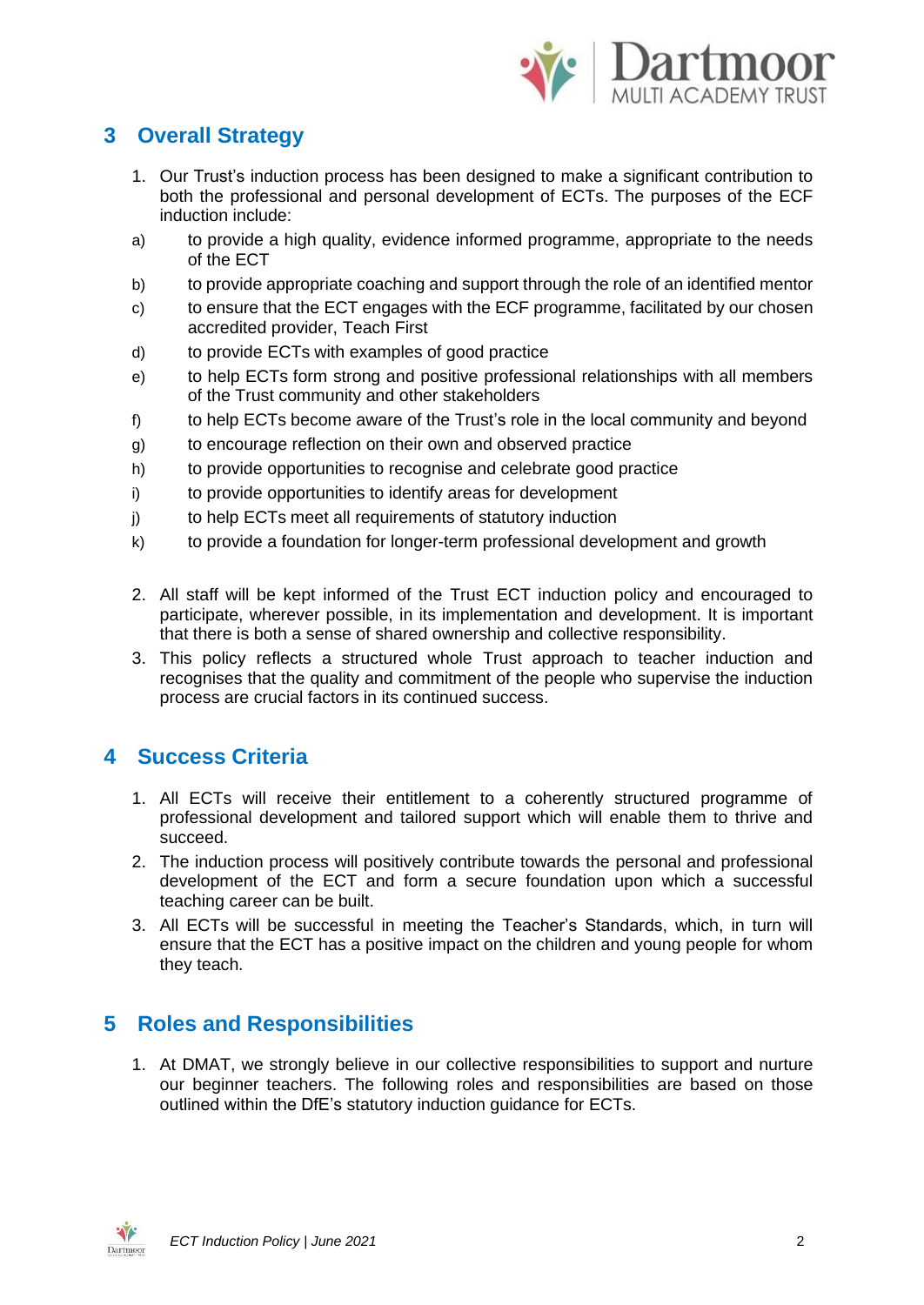## 3 Overall Strategy

1. Our Trust's induction process has been designed to make a significant contribution to both the professional and personal development of ECTs. The purposes of the ECF induction include:

   a) to provide a high quality, evidence informed programme, appropriate to the needs of the ECT
   b) to provide appropriate coaching and support through the role of an identified mentor
   c) to ensure that the ECT engages with the ECF programme, facilitated by our chosen accredited provider, Teach First
   d) to provide ECTs with examples of good practice
   e) to help ECTs form strong and positive professional relationships with all members of the Trust community and other stakeholders
   f) to help ECTs become aware of the Trust's role in the local community and beyond
   g) to encourage reflection on their own and observed practice
   h) to provide opportunities to recognise and celebrate good practice
   i) to provide opportunities to identify areas for development
   j) to help ECTs meet all requirements of statutory induction
   k) to provide a foundation for longer-term professional development and growth

2. All staff will be kept informed of the Trust ECT induction policy and encouraged to participate, wherever possible, in its implementation and development. It is important that there is both a sense of shared ownership and collective responsibility.
3. This policy reflects a structured whole Trust approach to teacher induction and recognises that the quality and commitment of the people who supervise the induction process are crucial factors in its continued success.

## 4 Success Criteria

1. All ECTs will receive their entitlement to a coherently structured programme of professional development and tailored support which will enable them to thrive and succeed.
2. The induction process will positively contribute towards the personal and professional development of the ECT and form a secure foundation upon which a successful teaching career can be built.
3. All ECTs will be successful in meeting the Teacher's Standards, which, in turn will ensure that the ECT has a positive impact on the children and young people for whom they teach.

## 5 Roles and Responsibilities

1. At DMAT, we strongly believe in our collective responsibilities to support and nurture our beginner teachers. The following roles and responsibilities are based on those outlined within the DfE's statutory induction guidance for ECTs.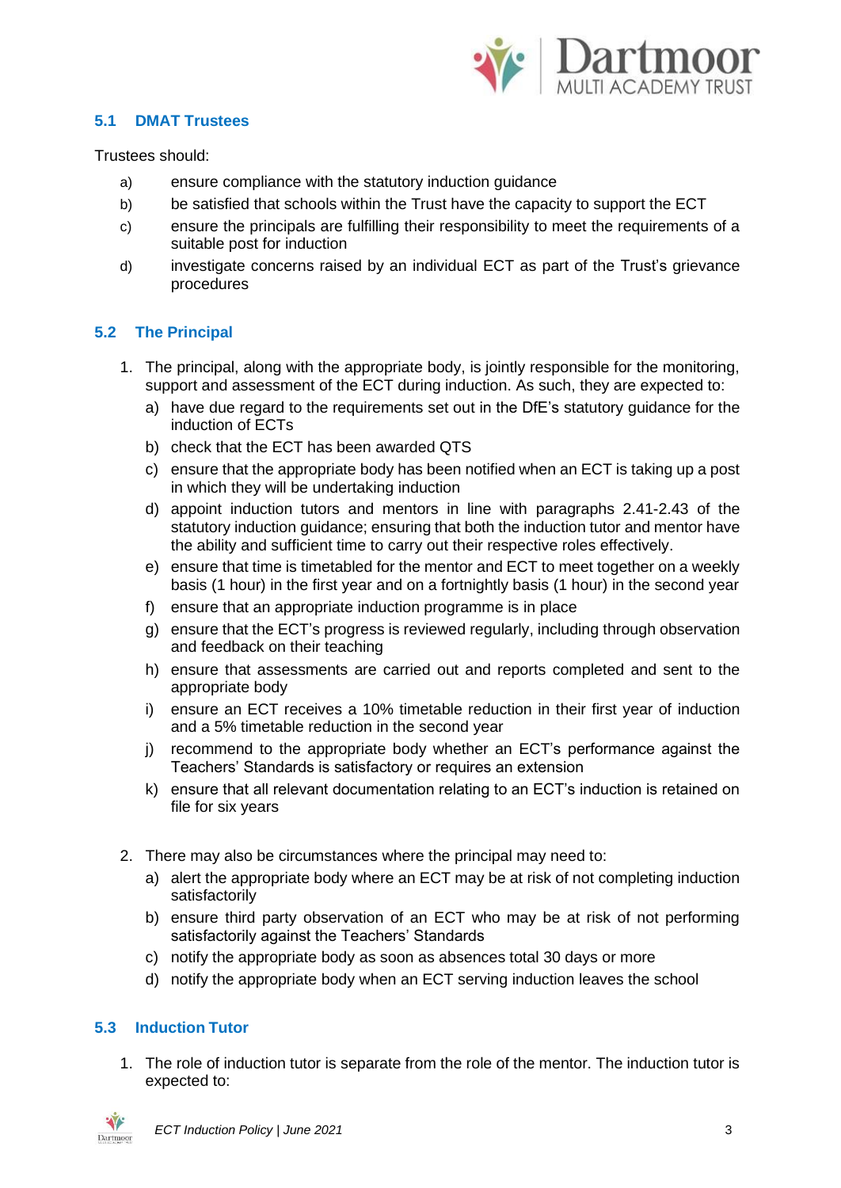### 5.1 DMAT Trustees

Trustees should:

a) ensure compliance with the statutory induction guidance

b) be satisfied that schools within the Trust have the capacity to support the ECT

c) ensure the principals are fulfilling their responsibility to meet the requirements of a suitable post for induction

d) investigate concerns raised by an individual ECT as part of the Trust's grievance procedures

### 5.2 The Principal

1. The principal, along with the appropriate body, is jointly responsible for the monitoring, support and assessment of the ECT during induction. As such, they are expected to:
   a) have due regard to the requirements set out in the DfE's statutory guidance for the induction of ECTs
   b) check that the ECT has been awarded QTS
   c) ensure that the appropriate body has been notified when an ECT is taking up a post in which they will be undertaking induction
   d) appoint induction tutors and mentors in line with paragraphs 2.41-2.43 of the statutory induction guidance; ensuring that both the induction tutor and mentor have the ability and sufficient time to carry out their respective roles effectively.
   e) ensure that time is timetabled for the mentor and ECT to meet together on a weekly basis (1 hour) in the first year and on a fortnightly basis (1 hour) in the second year
   f) ensure that an appropriate induction programme is in place
   g) ensure that the ECT's progress is reviewed regularly, including through observation and feedback on their teaching
   h) ensure that assessments are carried out and reports completed and sent to the appropriate body
   i) ensure an ECT receives a 10% timetable reduction in their first year of induction and a 5% timetable reduction in the second year
   j) recommend to the appropriate body whether an ECT's performance against the Teachers' Standards is satisfactory or requires an extension
   k) ensure that all relevant documentation relating to an ECT's induction is retained on file for six years

2. There may also be circumstances where the principal may need to:
   a) alert the appropriate body where an ECT may be at risk of not completing induction satisfactorily
   b) ensure third party observation of an ECT who may be at risk of not performing satisfactorily against the Teachers' Standards
   c) notify the appropriate body as soon as absences total 30 days or more
   d) notify the appropriate body when an ECT serving induction leaves the school

### 5.3 Induction Tutor

1. The role of induction tutor is separate from the role of the mentor. The induction tutor is expected to: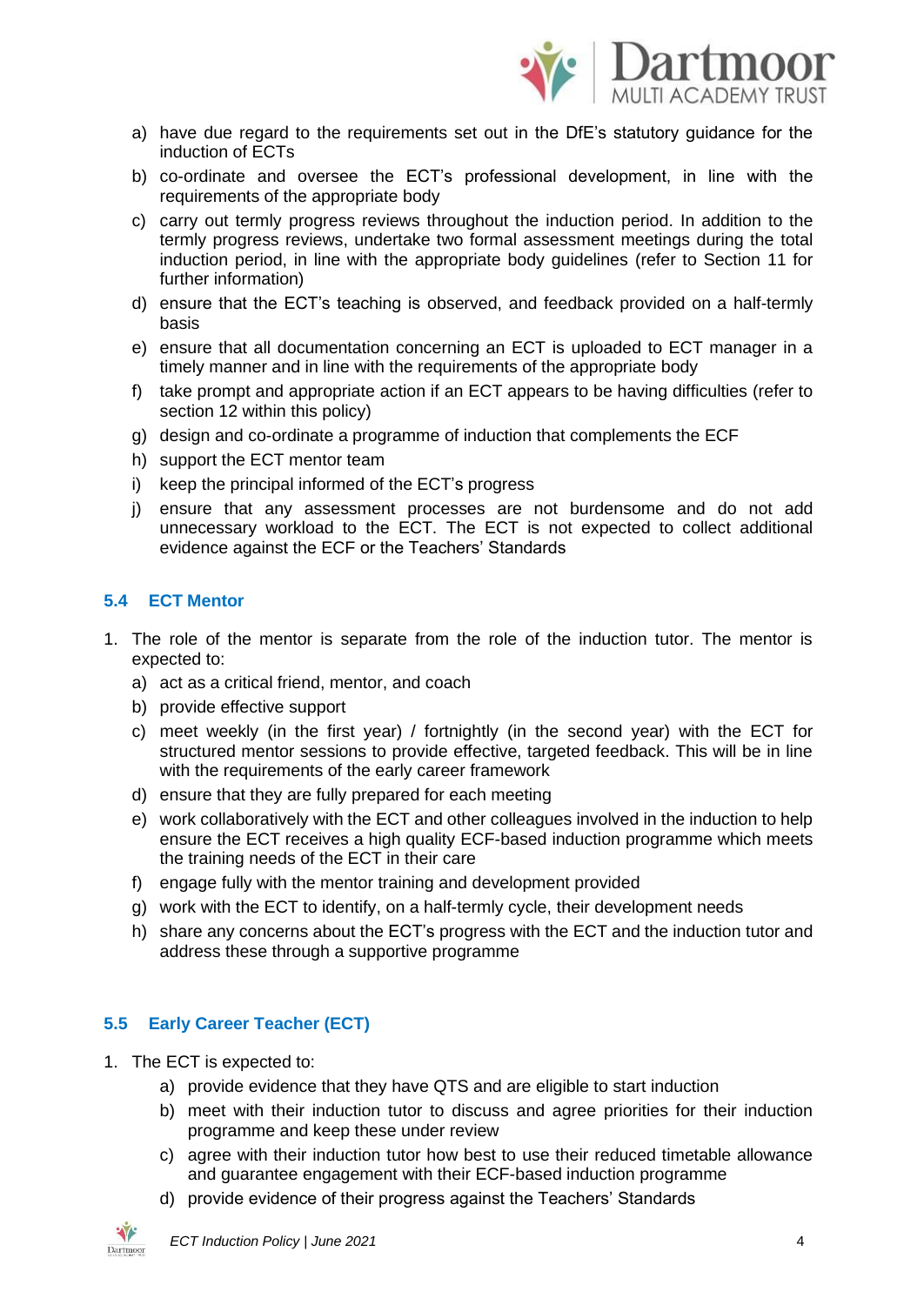a) have due regard to the requirements set out in the DfE's statutory guidance for the induction of ECTs
b) co-ordinate and oversee the ECT's professional development, in line with the requirements of the appropriate body
c) carry out termly progress reviews throughout the induction period. In addition to the termly progress reviews, undertake two formal assessment meetings during the total induction period, in line with the appropriate body guidelines (refer to Section 11 for further information)
d) ensure that the ECT's teaching is observed, and feedback provided on a half-termly basis
e) ensure that all documentation concerning an ECT is uploaded to ECT manager in a timely manner and in line with the requirements of the appropriate body
f) take prompt and appropriate action if an ECT appears to be having difficulties (refer to section 12 within this policy)
g) design and co-ordinate a programme of induction that complements the ECF
h) support the ECT mentor team
i) keep the principal informed of the ECT's progress
j) ensure that any assessment processes are not burdensome and do not add unnecessary workload to the ECT. The ECT is not expected to collect additional evidence against the ECF or the Teachers' Standards

### 5.4 ECT Mentor

1. The role of the mentor is separate from the role of the induction tutor. The mentor is expected to:
   a) act as a critical friend, mentor, and coach
   b) provide effective support
   c) meet weekly (in the first year) / fortnightly (in the second year) with the ECT for structured mentor sessions to provide effective, targeted feedback. This will be in line with the requirements of the early career framework
   d) ensure that they are fully prepared for each meeting
   e) work collaboratively with the ECT and other colleagues involved in the induction to help ensure the ECT receives a high quality ECF-based induction programme which meets the training needs of the ECT in their care
   f) engage fully with the mentor training and development provided
   g) work with the ECT to identify, on a half-termly cycle, their development needs
   h) share any concerns about the ECT's progress with the ECT and the induction tutor and address these through a supportive programme

### 5.5 Early Career Teacher (ECT)

1. The ECT is expected to:
   a) provide evidence that they have QTS and are eligible to start induction
   b) meet with their induction tutor to discuss and agree priorities for their induction programme and keep these under review
   c) agree with their induction tutor how best to use their reduced timetable allowance and guarantee engagement with their ECF-based induction programme
   d) provide evidence of their progress against the Teachers' Standards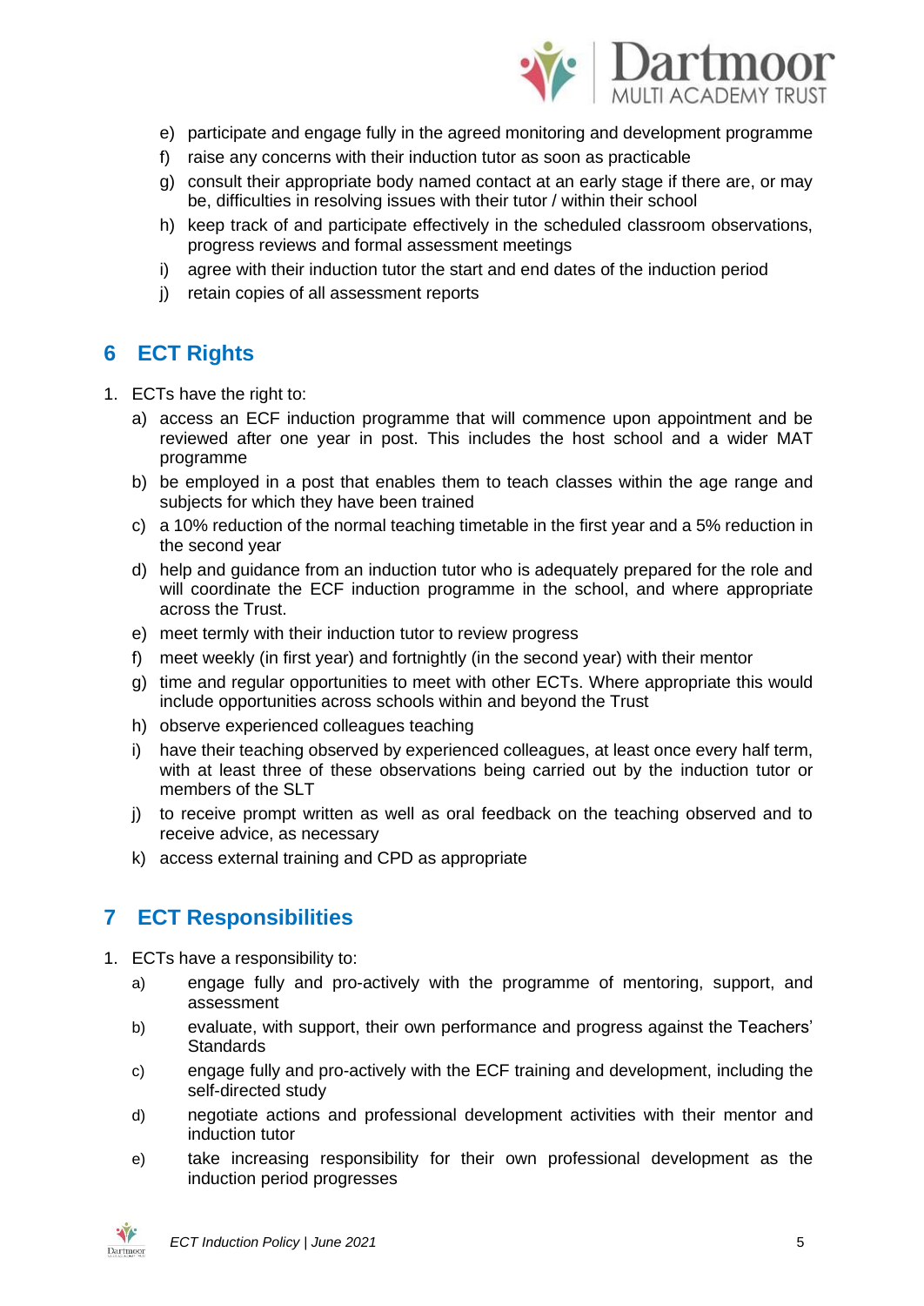e) participate and engage fully in the agreed monitoring and development programme
f) raise any concerns with their induction tutor as soon as practicable
g) consult their appropriate body named contact at an early stage if there are, or may be, difficulties in resolving issues with their tutor / within their school
h) keep track of and participate effectively in the scheduled classroom observations, progress reviews and formal assessment meetings
i) agree with their induction tutor the start and end dates of the induction period
j) retain copies of all assessment reports

## 6 ECT Rights

1. ECTs have the right to:
   a) access an ECF induction programme that will commence upon appointment and be reviewed after one year in post. This includes the host school and a wider MAT programme
   b) be employed in a post that enables them to teach classes within the age range and subjects for which they have been trained
   c) a 10% reduction of the normal teaching timetable in the first year and a 5% reduction in the second year
   d) help and guidance from an induction tutor who is adequately prepared for the role and will coordinate the ECF induction programme in the school, and where appropriate across the Trust.
   e) meet termly with their induction tutor to review progress
   f) meet weekly (in first year) and fortnightly (in the second year) with their mentor
   g) time and regular opportunities to meet with other ECTs. Where appropriate this would include opportunities across schools within and beyond the Trust
   h) observe experienced colleagues teaching
   i) have their teaching observed by experienced colleagues, at least once every half term, with at least three of these observations being carried out by the induction tutor or members of the SLT
   j) to receive prompt written as well as oral feedback on the teaching observed and to receive advice, as necessary
   k) access external training and CPD as appropriate

## 7 ECT Responsibilities

1. ECTs have a responsibility to:
   a) engage fully and pro-actively with the programme of mentoring, support, and assessment
   b) evaluate, with support, their own performance and progress against the Teachers' Standards
   c) engage fully and pro-actively with the ECF training and development, including the self-directed study
   d) negotiate actions and professional development activities with their mentor and induction tutor
   e) take increasing responsibility for their own professional development as the induction period progresses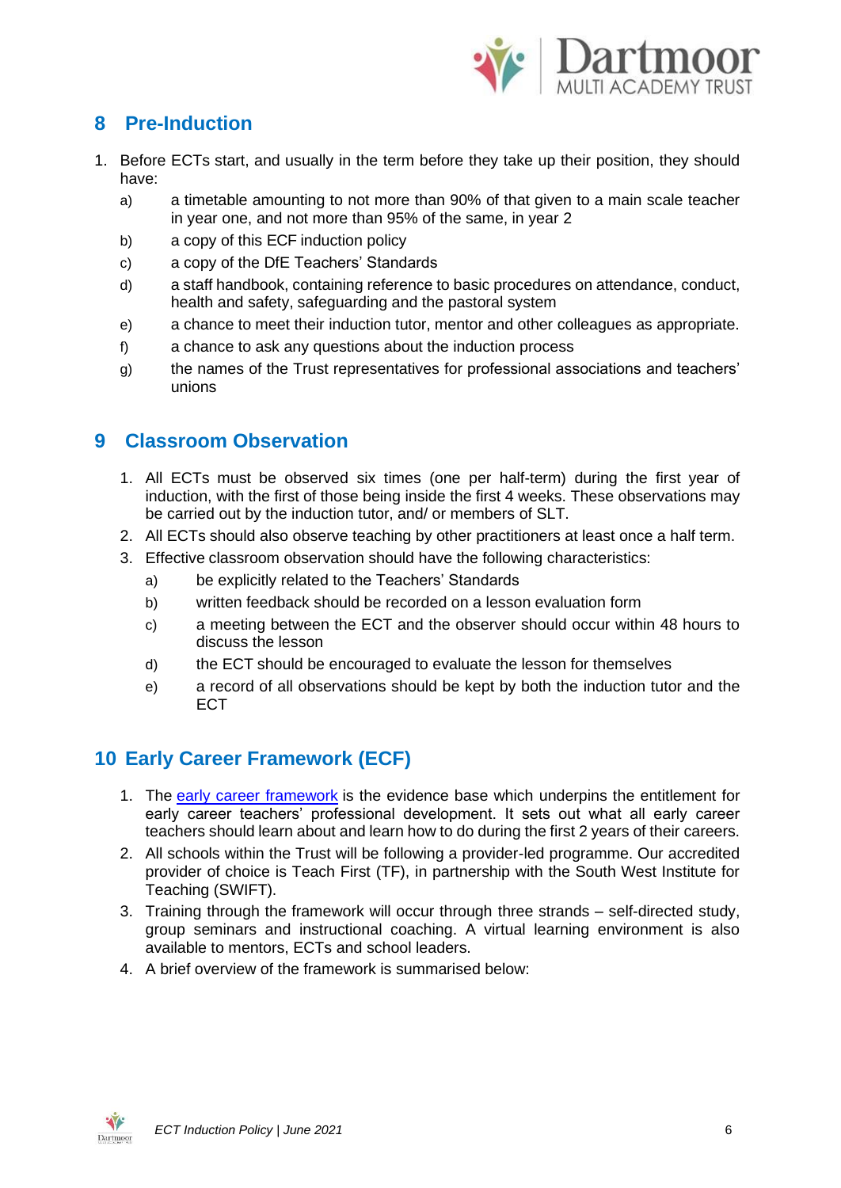## 8 Pre-Induction

1. Before ECTs start, and usually in the term before they take up their position, they should have:
   a) a timetable amounting to not more than 90% of that given to a main scale teacher in year one, and not more than 95% of the same, in year 2
   b) a copy of this ECF induction policy
   c) a copy of the DfE Teachers' Standards
   d) a staff handbook, containing reference to basic procedures on attendance, conduct, health and safety, safeguarding and the pastoral system
   e) a chance to meet their induction tutor, mentor and other colleagues as appropriate.
   f) a chance to ask any questions about the induction process
   g) the names of the Trust representatives for professional associations and teachers' unions

## 9 Classroom Observation

1. All ECTs must be observed six times (one per half-term) during the first year of induction, with the first of those being inside the first 4 weeks. These observations may be carried out by the induction tutor, and/ or members of SLT.
2. All ECTs should also observe teaching by other practitioners at least once a half term.
3. Effective classroom observation should have the following characteristics:
   a) be explicitly related to the Teachers' Standards
   b) written feedback should be recorded on a lesson evaluation form
   c) a meeting between the ECT and the observer should occur within 48 hours to discuss the lesson
   d) the ECT should be encouraged to evaluate the lesson for themselves
   e) a record of all observations should be kept by both the induction tutor and the ECT

## 10 Early Career Framework (ECF)

1. The early career framework is the evidence base which underpins the entitlement for early career teachers' professional development. It sets out what all early career teachers should learn about and learn how to do during the first 2 years of their careers.
2. All schools within the Trust will be following a provider-led programme. Our accredited provider of choice is Teach First (TF), in partnership with the South West Institute for Teaching (SWIFT).
3. Training through the framework will occur through three strands – self-directed study, group seminars and instructional coaching. A virtual learning environment is also available to mentors, ECTs and school leaders.
4. A brief overview of the framework is summarised below: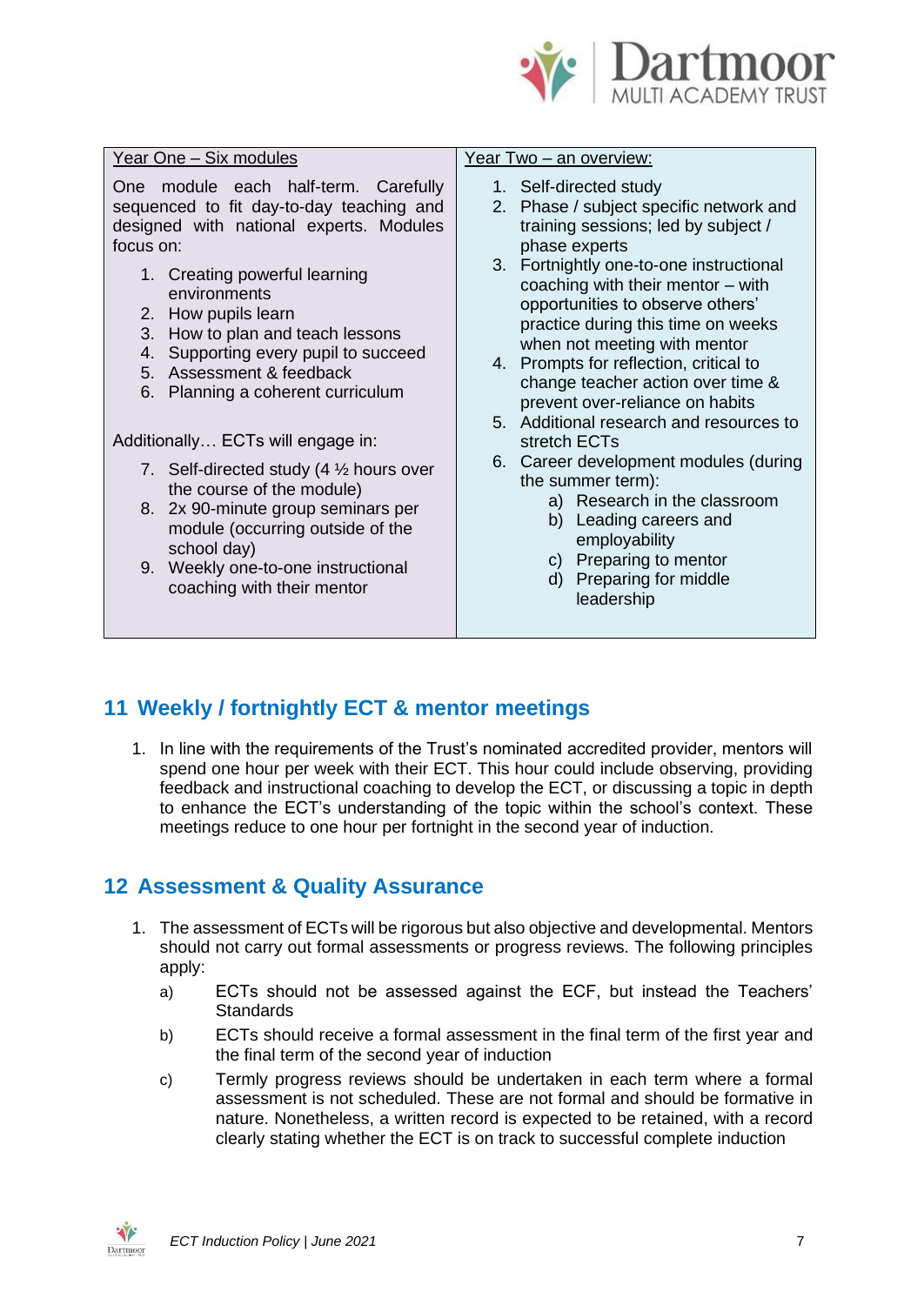| Year One – Six modules | Year Two – an overview: |
|---|---|
| One module each half-term. Carefully sequenced to fit day-to-day teaching and designed with national experts. Modules focus on:<br>1. Creating powerful learning environments<br>2. How pupils learn<br>3. How to plan and teach lessons<br>4. Supporting every pupil to succeed<br>5. Assessment & feedback<br>6. Planning a coherent curriculum<br><br>Additionally… ECTs will engage in:<br>7. Self-directed study (4 ½ hours over the course of the module)<br>8. 2x 90-minute group seminars per module (occurring outside of the school day)<br>9. Weekly one-to-one instructional coaching with their mentor | 1. Self-directed study<br>2. Phase / subject specific network and training sessions; led by subject / phase experts<br>3. Fortnightly one-to-one instructional coaching with their mentor – with opportunities to observe others' practice during this time on weeks when not meeting with mentor<br>4. Prompts for reflection, critical to change teacher action over time & prevent over-reliance on habits<br>5. Additional research and resources to stretch ECTs<br>6. Career development modules (during the summer term):<br>a) Research in the classroom<br>b) Leading careers and employability<br>c) Preparing to mentor<br>d) Preparing for middle leadership |

## 11 Weekly / fortnightly ECT & mentor meetings

1. In line with the requirements of the Trust's nominated accredited provider, mentors will spend one hour per week with their ECT. This hour could include observing, providing feedback and instructional coaching to develop the ECT, or discussing a topic in depth to enhance the ECT's understanding of the topic within the school's context. These meetings reduce to one hour per fortnight in the second year of induction.

## 12 Assessment & Quality Assurance

1. The assessment of ECTs will be rigorous but also objective and developmental. Mentors should not carry out formal assessments or progress reviews. The following principles apply:
   a) ECTs should not be assessed against the ECF, but instead the Teachers' Standards
   b) ECTs should receive a formal assessment in the final term of the first year and the final term of the second year of induction
   c) Termly progress reviews should be undertaken in each term where a formal assessment is not scheduled. These are not formal and should be formative in nature. Nonetheless, a written record is expected to be retained, with a record clearly stating whether the ECT is on track to successful complete induction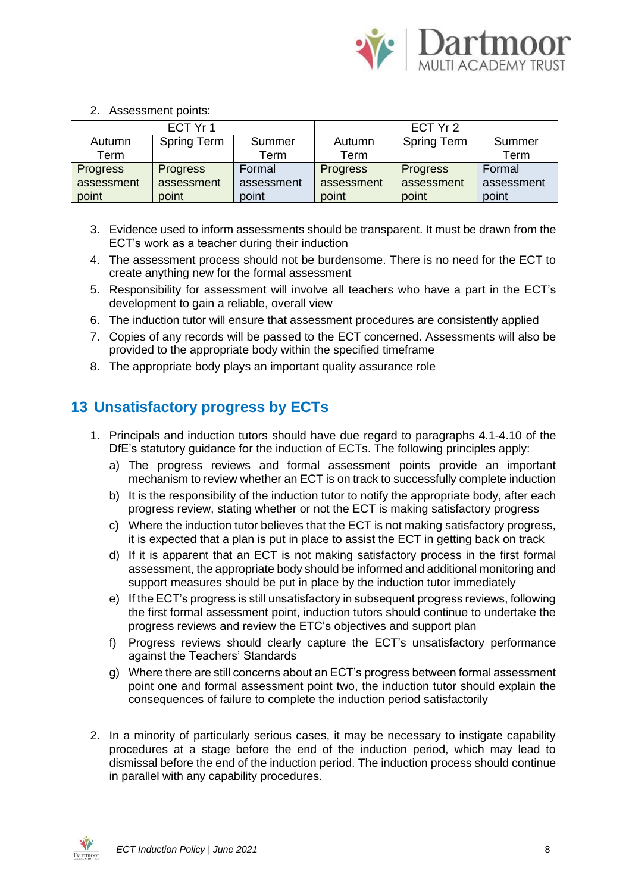2. Assessment points:

| ECT Yr 1 | | | ECT Yr 2 | | |
|---|---|---|---|---|---|
| Autumn Term | Spring Term | Summer Term | Autumn Term | Spring Term | Summer Term |
| Progress assessment point | Progress assessment point | Formal assessment point | Progress assessment point | Progress assessment point | Formal assessment point |

3. Evidence used to inform assessments should be transparent. It must be drawn from the ECT's work as a teacher during their induction
4. The assessment process should not be burdensome. There is no need for the ECT to create anything new for the formal assessment
5. Responsibility for assessment will involve all teachers who have a part in the ECT's development to gain a reliable, overall view
6. The induction tutor will ensure that assessment procedures are consistently applied
7. Copies of any records will be passed to the ECT concerned. Assessments will also be provided to the appropriate body within the specified timeframe
8. The appropriate body plays an important quality assurance role

## 13 Unsatisfactory progress by ECTs

1. Principals and induction tutors should have due regard to paragraphs 4.1-4.10 of the DfE's statutory guidance for the induction of ECTs. The following principles apply:
   a) The progress reviews and formal assessment points provide an important mechanism to review whether an ECT is on track to successfully complete induction
   b) It is the responsibility of the induction tutor to notify the appropriate body, after each progress review, stating whether or not the ECT is making satisfactory progress
   c) Where the induction tutor believes that the ECT is not making satisfactory progress, it is expected that a plan is put in place to assist the ECT in getting back on track
   d) If it is apparent that an ECT is not making satisfactory process in the first formal assessment, the appropriate body should be informed and additional monitoring and support measures should be put in place by the induction tutor immediately
   e) If the ECT's progress is still unsatisfactory in subsequent progress reviews, following the first formal assessment point, induction tutors should continue to undertake the progress reviews and review the ETC's objectives and support plan
   f) Progress reviews should clearly capture the ECT's unsatisfactory performance against the Teachers' Standards
   g) Where there are still concerns about an ECT's progress between formal assessment point one and formal assessment point two, the induction tutor should explain the consequences of failure to complete the induction period satisfactorily

2. In a minority of particularly serious cases, it may be necessary to instigate capability procedures at a stage before the end of the induction period, which may lead to dismissal before the end of the induction period. The induction process should continue in parallel with any capability procedures.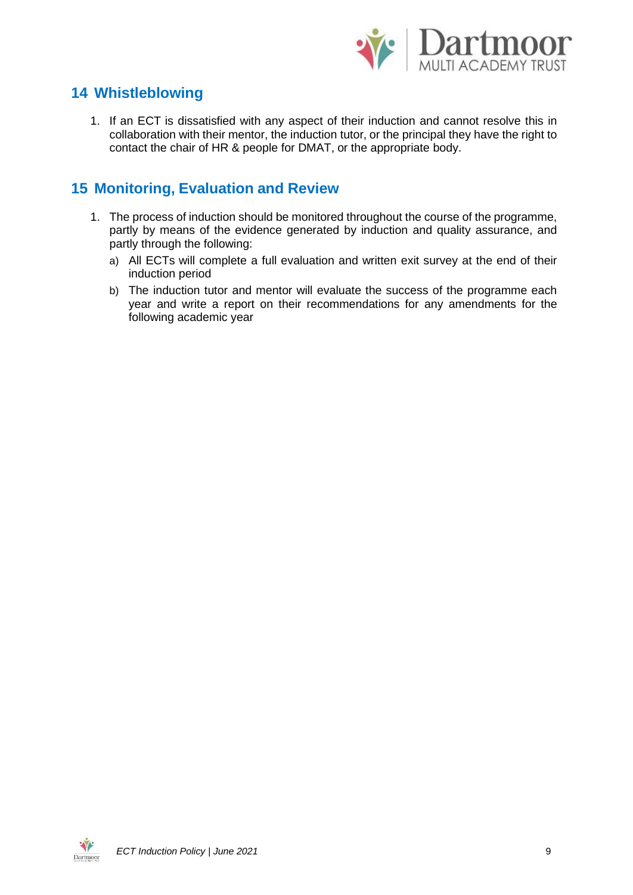## 14 Whistleblowing

1. If an ECT is dissatisfied with any aspect of their induction and cannot resolve this in collaboration with their mentor, the induction tutor, or the principal they have the right to contact the chair of HR & people for DMAT, or the appropriate body.

## 15 Monitoring, Evaluation and Review

1. The process of induction should be monitored throughout the course of the programme, partly by means of the evidence generated by induction and quality assurance, and partly through the following:
   a) All ECTs will complete a full evaluation and written exit survey at the end of their induction period
   b) The induction tutor and mentor will evaluate the success of the programme each year and write a report on their recommendations for any amendments for the following academic year